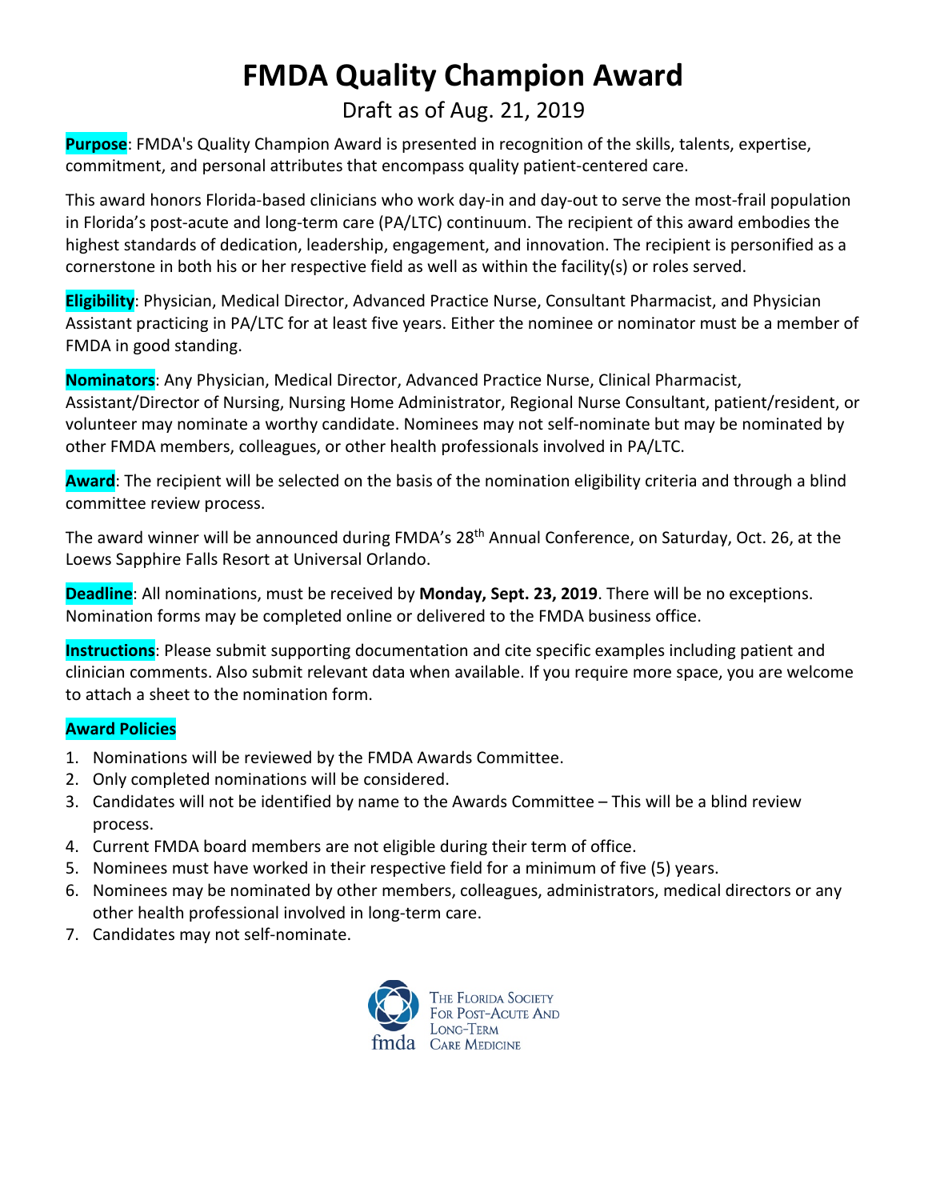# FMDA Quality Champion Award

Draft as of Aug. 21, 2019

**Purpose**: FMDA's Quality Champion Award is presented in recognition of the skills, talents, expertise, commitment, and personal attributes that encompass quality patient-centered care.

This award honors Florida-based clinicians who work day-in and day-out to serve the most-frail population in Florida's post-acute and long-term care (PA/LTC) continuum. The recipient of this award embodies the highest standards of dedication, leadership, engagement, and innovation. The recipient is personified as a cornerstone in both his or her respective field as well as within the facility(s) or roles served.

**Eligibility**: Physician, Medical Director, Advanced Practice Nurse, Consultant Pharmacist, and Physician Assistant practicing in PA/LTC for at least five years. Either the nominee or nominator must be a member of FMDA in good standing.

**Nominators**: Any Physician, Medical Director, Advanced Practice Nurse, Clinical Pharmacist, Assistant/Director of Nursing, Nursing Home Administrator, Regional Nurse Consultant, patient/resident, or volunteer may nominate a worthy candidate. Nominees may not self-nominate but may be nominated by other FMDA members, colleagues, or other health professionals involved in PA/LTC.

**Award**: The recipient will be selected on the basis of the nomination eligibility criteria and through a blind committee review process.

The award winner will be announced during FMDA's 28th Annual Conference, on Saturday, Oct. 26, at the Loews Sapphire Falls Resort at Universal Orlando.

**Deadline**: All nominations, must be received by **Monday, Sept. 23, 2019**. There will be no exceptions. Nomination forms may be completed online or delivered to the FMDA business office.

**Instructions**: Please submit supporting documentation and cite specific examples including patient and clinician comments. Also submit relevant data when available. If you require more space, you are welcome to attach a sheet to the nomination form.

**Award Policies**

1. Nominations will be reviewed by the FMDA Awards Committee.
2. Only completed nominations will be considered.
3. Candidates will not be identified by name to the Awards Committee – This will be a blind review process.
4. Current FMDA board members are not eligible during their term of office.
5. Nominees must have worked in their respective field for a minimum of five (5) years.
6. Nominees may be nominated by other members, colleagues, administrators, medical directors or any other health professional involved in long-term care.
7. Candidates may not self-nominate.

fmda — The Florida Society for Post-Acute and Long-Term Care Medicine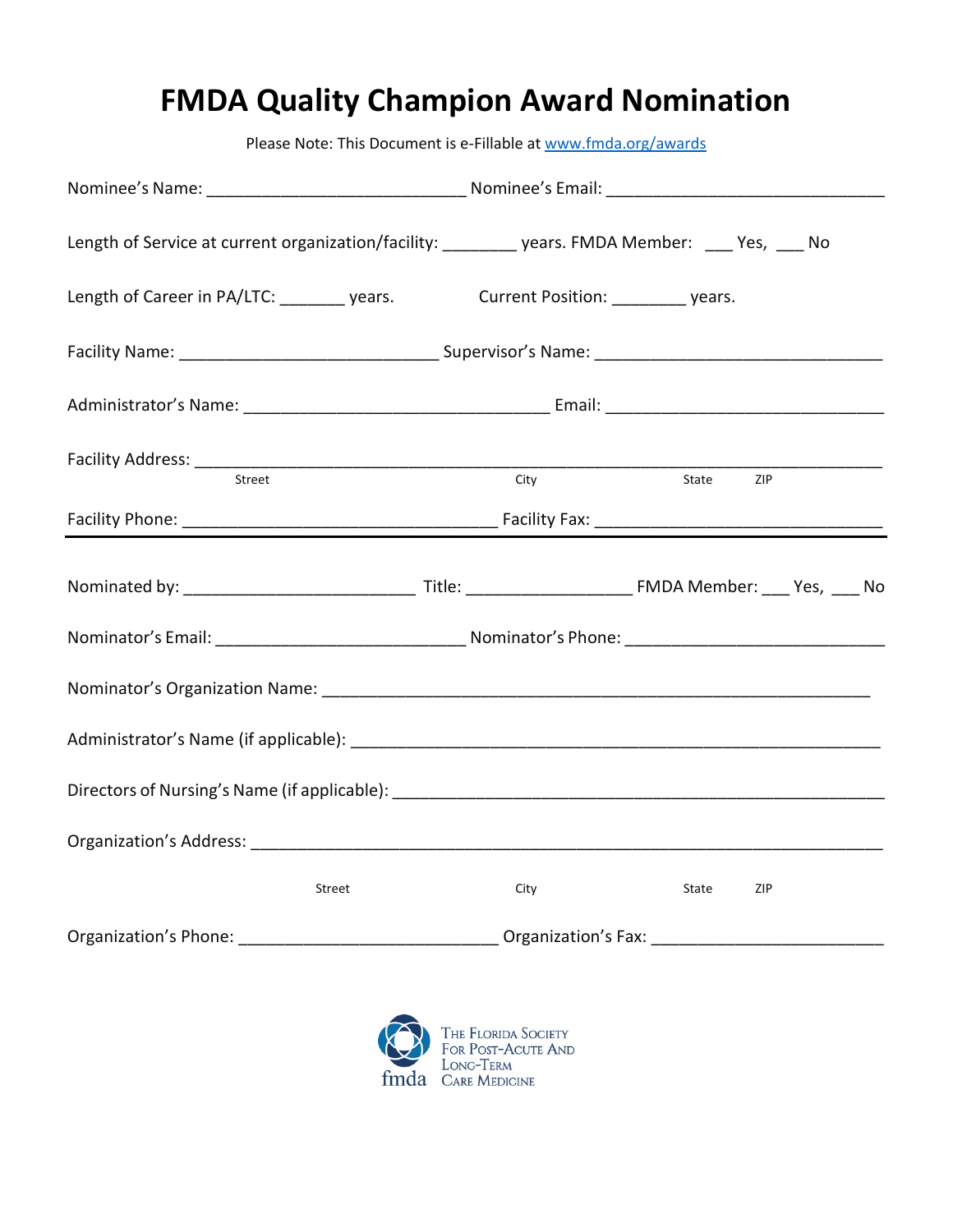# FMDA Quality Champion Award Nomination

Please Note: This Document is e-Fillable at [www.fmda.org/awards](http://www.fmda.org/awards)

Nominee's Name: ____________________________ Nominee's Email: ______________________________

Length of Service at current organization/facility: ________ years. FMDA Member: ___ Yes, ___ No

Length of Career in PA/LTC: _______ years. Current Position: ________ years.

Facility Name: ____________________________ Supervisor's Name: ______________________________

Administrator's Name: _________________________________ Email: ______________________________

Facility Address: ___________________________________________________________________________

Street City State ZIP

Facility Phone: __________________________________ Facility Fax: ______________________________

---

Nominated by: _________________________ Title: _________________ FMDA Member: ___ Yes, ___ No

Nominator's Email: ___________________________ Nominator's Phone: ____________________________

Nominator's Organization Name: ____________________________________________________________

Administrator's Name (if applicable): ________________________________________________________

Directors of Nursing's Name (if applicable): ___________________________________________________

Organization's Address: _____________________________________________________________________

Street City State ZIP

Organization's Phone: ____________________________ Organization's Fax: _________________________

fmda The Florida Society For Post-Acute And Long-Term Care Medicine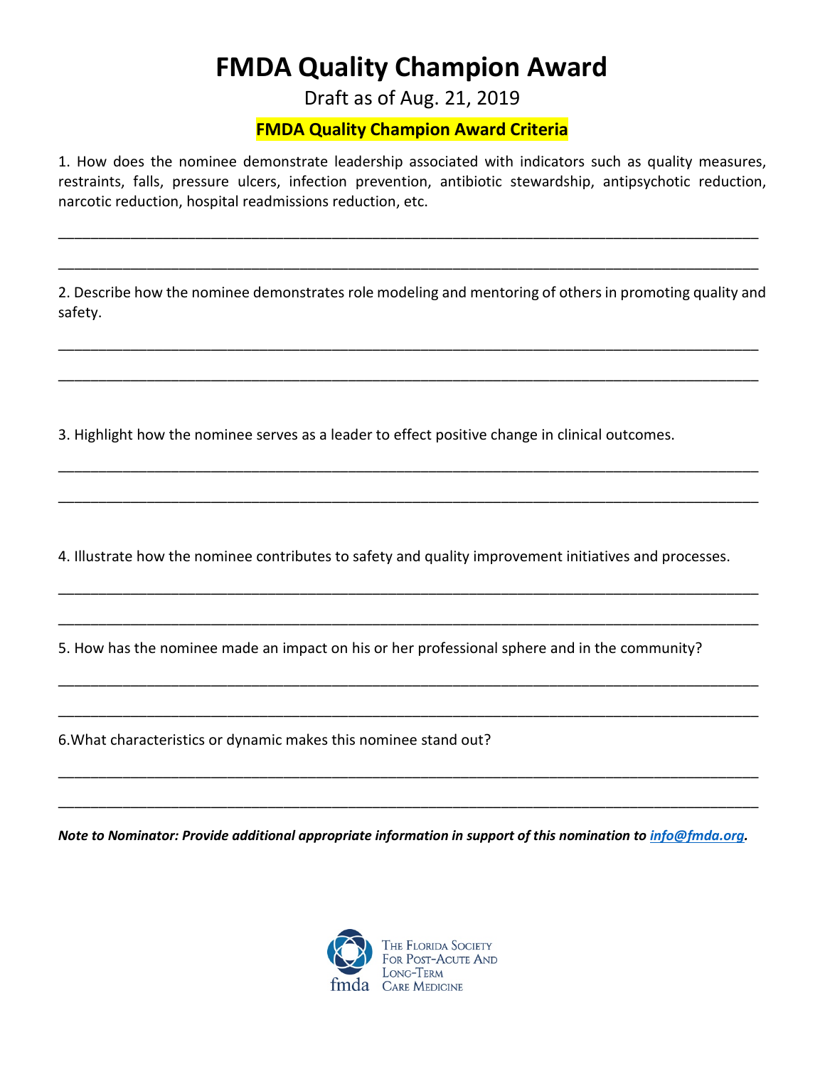# FMDA Quality Champion Award

Draft as of Aug. 21, 2019

**FMDA Quality Champion Award Criteria**

1. How does the nominee demonstrate leadership associated with indicators such as quality measures, restraints, falls, pressure ulcers, infection prevention, antibiotic stewardship, antipsychotic reduction, narcotic reduction, hospital readmissions reduction, etc.

_______________________________________________________________________________

_______________________________________________________________________________

2. Describe how the nominee demonstrates role modeling and mentoring of others in promoting quality and safety.

_______________________________________________________________________________

_______________________________________________________________________________

3. Highlight how the nominee serves as a leader to effect positive change in clinical outcomes.

_______________________________________________________________________________

_______________________________________________________________________________

4. Illustrate how the nominee contributes to safety and quality improvement initiatives and processes.

_______________________________________________________________________________

_______________________________________________________________________________

5. How has the nominee made an impact on his or her professional sphere and in the community?

_______________________________________________________________________________

_______________________________________________________________________________

6.What characteristics or dynamic makes this nominee stand out?

_______________________________________________________________________________

_______________________________________________________________________________

***Note to Nominator: Provide additional appropriate information in support of this nomination to info@fmda.org.***

fmda THE FLORIDA SOCIETY FOR POST-ACUTE AND LONG-TERM CARE MEDICINE